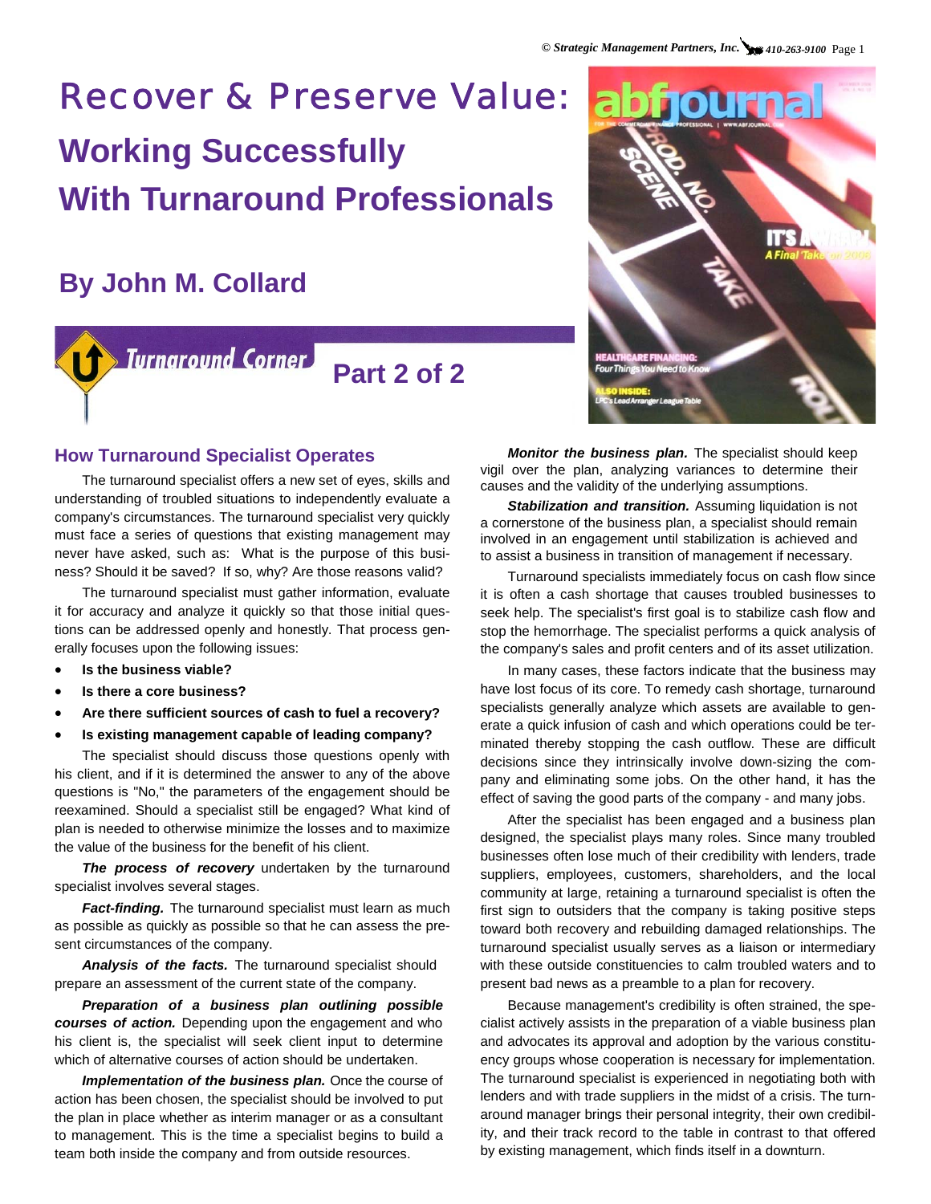# Recover & Preserve Value: Working Successfully With Turnaround Professionals

## By John M. Collard

**Turnaround Corner** Part 2 of 2

### How Turnaround Specialist Operates

The turnaround specialist offers a new set of eyes, skills and understanding of troubled situations to independently evaluate a company's circumstances. The turnaround specialist very quickly must face a series of questions that existing management may never have asked, such as: What is the purpose of this business? Should it be saved? If so, why? Are those reasons valid?

The turnaround specialist must gather information, evaluate it for accuracy and analyze it quickly so that those initial questions can be addressed openly and honestly. That process generally focuses upon the following issues:

- **Is the business viable?**
- **Is there a core business?**
- **Are there sufficient sources of cash to fuel a recovery?**
- **Is existing management capable of leading company?**

The specialist should discuss those questions openly with his client, and if it is determined the answer to any of the above questions is "No," the parameters of the engagement should be reexamined. Should a specialist still be engaged? What kind of plan is needed to otherwise minimize the losses and to maximize the value of the business for the benefit of his client.

***The process of recovery*** undertaken by the turnaround specialist involves several stages.

***Fact-finding.*** The turnaround specialist must learn as much as possible as quickly as possible so that he can assess the present circumstances of the company.

***Analysis of the facts.*** The turnaround specialist should prepare an assessment of the current state of the company.

***Preparation of a business plan outlining possible courses of action.*** Depending upon the engagement and who his client is, the specialist will seek client input to determine which of alternative courses of action should be undertaken.

***Implementation of the business plan.*** Once the course of action has been chosen, the specialist should be involved to put the plan in place whether as interim manager or as a consultant to management. This is the time a specialist begins to build a team both inside the company and from outside resources.

***Monitor the business plan.*** The specialist should keep vigil over the plan, analyzing variances to determine their causes and the validity of the underlying assumptions.

***Stabilization and transition.*** Assuming liquidation is not a cornerstone of the business plan, a specialist should remain involved in an engagement until stabilization is achieved and to assist a business in transition of management if necessary.

Turnaround specialists immediately focus on cash flow since it is often a cash shortage that causes troubled businesses to seek help. The specialist's first goal is to stabilize cash flow and stop the hemorrhage. The specialist performs a quick analysis of the company's sales and profit centers and of its asset utilization.

In many cases, these factors indicate that the business may have lost focus of its core. To remedy cash shortage, turnaround specialists generally analyze which assets are available to generate a quick infusion of cash and which operations could be terminated thereby stopping the cash outflow. These are difficult decisions since they intrinsically involve down-sizing the company and eliminating some jobs. On the other hand, it has the effect of saving the good parts of the company - and many jobs.

After the specialist has been engaged and a business plan designed, the specialist plays many roles. Since many troubled businesses often lose much of their credibility with lenders, trade suppliers, employees, customers, shareholders, and the local community at large, retaining a turnaround specialist is often the first sign to outsiders that the company is taking positive steps toward both recovery and rebuilding damaged relationships. The turnaround specialist usually serves as a liaison or intermediary with these outside constituencies to calm troubled waters and to present bad news as a preamble to a plan for recovery.

Because management's credibility is often strained, the specialist actively assists in the preparation of a viable business plan and advocates its approval and adoption by the various constituency groups whose cooperation is necessary for implementation. The turnaround specialist is experienced in negotiating both with lenders and with trade suppliers in the midst of a crisis. The turnaround manager brings their personal integrity, their own credibility, and their track record to the table in contrast to that offered by existing management, which finds itself in a downturn.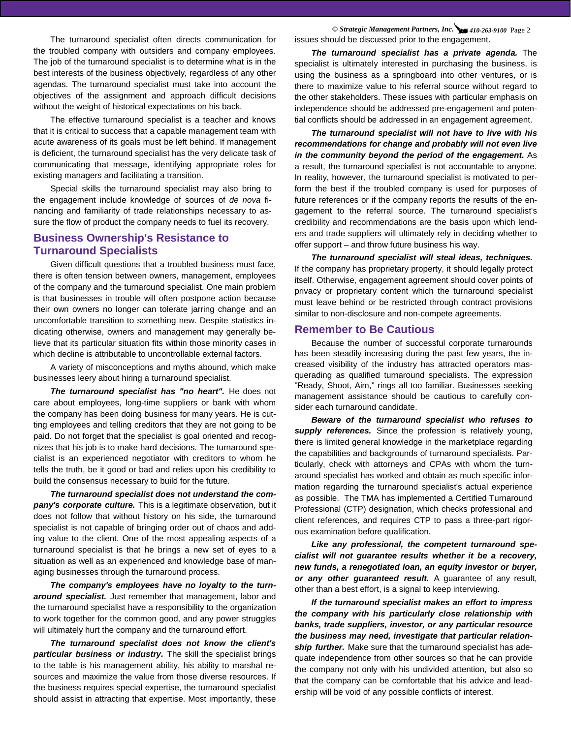The turnaround specialist often directs communication for the troubled company with outsiders and company employees. The job of the turnaround specialist is to determine what is in the best interests of the business objectively, regardless of any other agendas. The turnaround specialist must take into account the objectives of the assignment and approach difficult decisions without the weight of historical expectations on his back.

The effective turnaround specialist is a teacher and knows that it is critical to success that a capable management team with acute awareness of its goals must be left behind. If management is deficient, the turnaround specialist has the very delicate task of communicating that message, identifying appropriate roles for existing managers and facilitating a transition.

Special skills the turnaround specialist may also bring to the engagement include knowledge of sources of *de nova* financing and familiarity of trade relationships necessary to assure the flow of product the company needs to fuel its recovery.

## Business Ownership's Resistance to Turnaround Specialists

Given difficult questions that a troubled business must face, there is often tension between owners, management, employees of the company and the turnaround specialist. One main problem is that businesses in trouble will often postpone action because their own owners no longer can tolerate jarring change and an uncomfortable transition to something new. Despite statistics indicating otherwise, owners and management may generally believe that its particular situation fits within those minority cases in which decline is attributable to uncontrollable external factors.

A variety of misconceptions and myths abound, which make businesses leery about hiring a turnaround specialist.

***The turnaround specialist has "no heart".*** He does not care about employees, long-time suppliers or bank with whom the company has been doing business for many years. He is cutting employees and telling creditors that they are not going to be paid. Do not forget that the specialist is goal oriented and recognizes that his job is to make hard decisions. The turnaround specialist is an experienced negotiator with creditors to whom he tells the truth, be it good or bad and relies upon his credibility to build the consensus necessary to build for the future.

***The turnaround specialist does not understand the company's corporate culture.*** This is a legitimate observation, but it does not follow that without history on his side, the turnaround specialist is not capable of bringing order out of chaos and adding value to the client. One of the most appealing aspects of a turnaround specialist is that he brings a new set of eyes to a situation as well as an experienced and knowledge base of managing businesses through the turnaround process.

***The company's employees have no loyalty to the turnaround specialist.*** Just remember that management, labor and the turnaround specialist have a responsibility to the organization to work together for the common good, and any power struggles will ultimately hurt the company and the turnaround effort.

***The turnaround specialist does not know the client's particular business or industry.*** The skill the specialist brings to the table is his management ability, his ability to marshal resources and maximize the value from those diverse resources. If the business requires special expertise, the turnaround specialist should assist in attracting that expertise. Most importantly, these issues should be discussed prior to the engagement.

***The turnaround specialist has a private agenda.*** The specialist is ultimately interested in purchasing the business, is using the business as a springboard into other ventures, or is there to maximize value to his referral source without regard to the other stakeholders. These issues with particular emphasis on independence should be addressed pre-engagement and potential conflicts should be addressed in an engagement agreement.

***The turnaround specialist will not have to live with his recommendations for change and probably will not even live in the community beyond the period of the engagement.*** As a result, the turnaround specialist is not accountable to anyone. In reality, however, the turnaround specialist is motivated to perform the best if the troubled company is used for purposes of future references or if the company reports the results of the engagement to the referral source. The turnaround specialist's credibility and recommendations are the basis upon which lenders and trade suppliers will ultimately rely in deciding whether to offer support – and throw future business his way.

***The turnaround specialist will steal ideas, techniques.*** If the company has proprietary property, it should legally protect itself. Otherwise, engagement agreement should cover points of privacy or proprietary content which the turnaround specialist must leave behind or be restricted through contract provisions similar to non-disclosure and non-compete agreements.

## Remember to Be Cautious

Because the number of successful corporate turnarounds has been steadily increasing during the past few years, the increased visibility of the industry has attracted operators masquerading as qualified turnaround specialists. The expression "Ready, Shoot, Aim," rings all too familiar. Businesses seeking management assistance should be cautious to carefully consider each turnaround candidate.

***Beware of the turnaround specialist who refuses to supply references.*** Since the profession is relatively young, there is limited general knowledge in the marketplace regarding the capabilities and backgrounds of turnaround specialists. Particularly, check with attorneys and CPAs with whom the turnaround specialist has worked and obtain as much specific information regarding the turnaround specialist's actual experience as possible. The TMA has implemented a Certified Turnaround Professional (CTP) designation, which checks professional and client references, and requires CTP to pass a three-part rigorous examination before qualification.

***Like any professional, the competent turnaround specialist will not guarantee results whether it be a recovery, new funds, a renegotiated loan, an equity investor or buyer, or any other guaranteed result.*** A guarantee of any result, other than a best effort, is a signal to keep interviewing.

***If the turnaround specialist makes an effort to impress the company with his particularly close relationship with banks, trade suppliers, investor, or any particular resource the business may need, investigate that particular relationship further.*** Make sure that the turnaround specialist has adequate independence from other sources so that he can provide the company not only with his undivided attention, but also so that the company can be comfortable that his advice and leadership will be void of any possible conflicts of interest.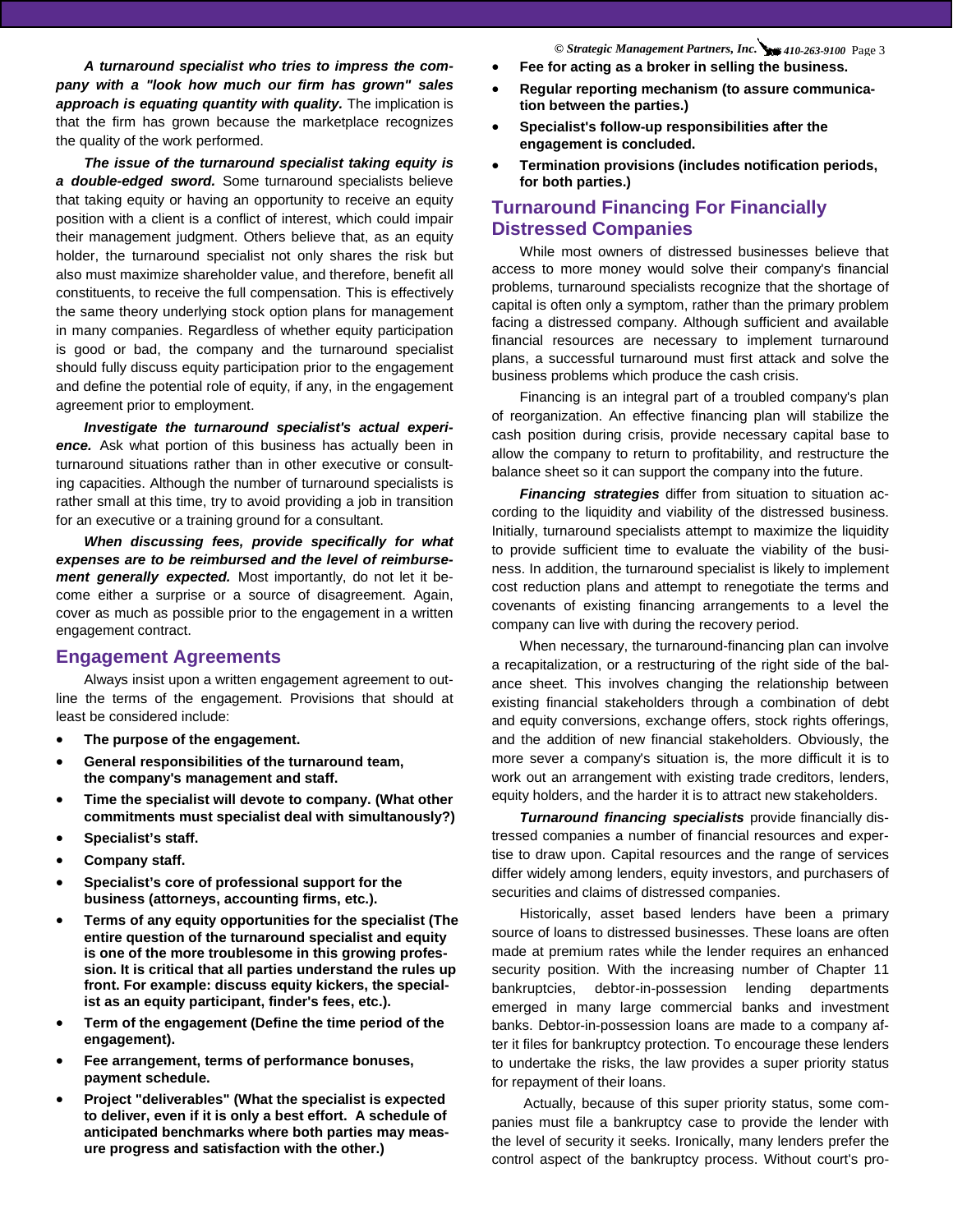***A turnaround specialist who tries to impress the company with a "look how much our firm has grown" sales approach is equating quantity with quality.*** The implication is that the firm has grown because the marketplace recognizes the quality of the work performed.

***The issue of the turnaround specialist taking equity is a double-edged sword.*** Some turnaround specialists believe that taking equity or having an opportunity to receive an equity position with a client is a conflict of interest, which could impair their management judgment. Others believe that, as an equity holder, the turnaround specialist not only shares the risk but also must maximize shareholder value, and therefore, benefit all constituents, to receive the full compensation. This is effectively the same theory underlying stock option plans for management in many companies. Regardless of whether equity participation is good or bad, the company and the turnaround specialist should fully discuss equity participation prior to the engagement and define the potential role of equity, if any, in the engagement agreement prior to employment.

***Investigate the turnaround specialist's actual experience.*** Ask what portion of this business has actually been in turnaround situations rather than in other executive or consulting capacities. Although the number of turnaround specialists is rather small at this time, try to avoid providing a job in transition for an executive or a training ground for a consultant.

***When discussing fees, provide specifically for what expenses are to be reimbursed and the level of reimbursement generally expected.*** Most importantly, do not let it become either a surprise or a source of disagreement. Again, cover as much as possible prior to the engagement in a written engagement contract.

## Engagement Agreements

Always insist upon a written engagement agreement to outline the terms of the engagement. Provisions that should at least be considered include:

- **The purpose of the engagement.**
- **General responsibilities of the turnaround team, the company's management and staff.**
- **Time the specialist will devote to company. (What other commitments must specialist deal with simultanously?)**
- **Specialist's staff.**
- **Company staff.**
- **Specialist's core of professional support for the business (attorneys, accounting firms, etc.).**
- **Terms of any equity opportunities for the specialist (The entire question of the turnaround specialist and equity is one of the more troublesome in this growing profession. It is critical that all parties understand the rules up front. For example: discuss equity kickers, the specialist as an equity participant, finder's fees, etc.).**
- **Term of the engagement (Define the time period of the engagement).**
- **Fee arrangement, terms of performance bonuses, payment schedule.**
- **Project "deliverables" (What the specialist is expected to deliver, even if it is only a best effort. A schedule of anticipated benchmarks where both parties may measure progress and satisfaction with the other.)**
- **Fee for acting as a broker in selling the business.**
- **Regular reporting mechanism (to assure communication between the parties.)**
- **Specialist's follow-up responsibilities after the engagement is concluded.**
- **Termination provisions (includes notification periods, for both parties.)**

## Turnaround Financing For Financially Distressed Companies

While most owners of distressed businesses believe that access to more money would solve their company's financial problems, turnaround specialists recognize that the shortage of capital is often only a symptom, rather than the primary problem facing a distressed company. Although sufficient and available financial resources are necessary to implement turnaround plans, a successful turnaround must first attack and solve the business problems which produce the cash crisis.

Financing is an integral part of a troubled company's plan of reorganization. An effective financing plan will stabilize the cash position during crisis, provide necessary capital base to allow the company to return to profitability, and restructure the balance sheet so it can support the company into the future.

***Financing strategies*** differ from situation to situation according to the liquidity and viability of the distressed business. Initially, turnaround specialists attempt to maximize the liquidity to provide sufficient time to evaluate the viability of the business. In addition, the turnaround specialist is likely to implement cost reduction plans and attempt to renegotiate the terms and covenants of existing financing arrangements to a level the company can live with during the recovery period.

When necessary, the turnaround-financing plan can involve a recapitalization, or a restructuring of the right side of the balance sheet. This involves changing the relationship between existing financial stakeholders through a combination of debt and equity conversions, exchange offers, stock rights offerings, and the addition of new financial stakeholders. Obviously, the more sever a company's situation is, the more difficult it is to work out an arrangement with existing trade creditors, lenders, equity holders, and the harder it is to attract new stakeholders.

***Turnaround financing specialists*** provide financially distressed companies a number of financial resources and expertise to draw upon. Capital resources and the range of services differ widely among lenders, equity investors, and purchasers of securities and claims of distressed companies.

Historically, asset based lenders have been a primary source of loans to distressed businesses. These loans are often made at premium rates while the lender requires an enhanced security position. With the increasing number of Chapter 11 bankruptcies, debtor-in-possession lending departments emerged in many large commercial banks and investment banks. Debtor-in-possession loans are made to a company after it files for bankruptcy protection. To encourage these lenders to undertake the risks, the law provides a super priority status for repayment of their loans.

Actually, because of this super priority status, some companies must file a bankruptcy case to provide the lender with the level of security it seeks. Ironically, many lenders prefer the control aspect of the bankruptcy process. Without court's pro-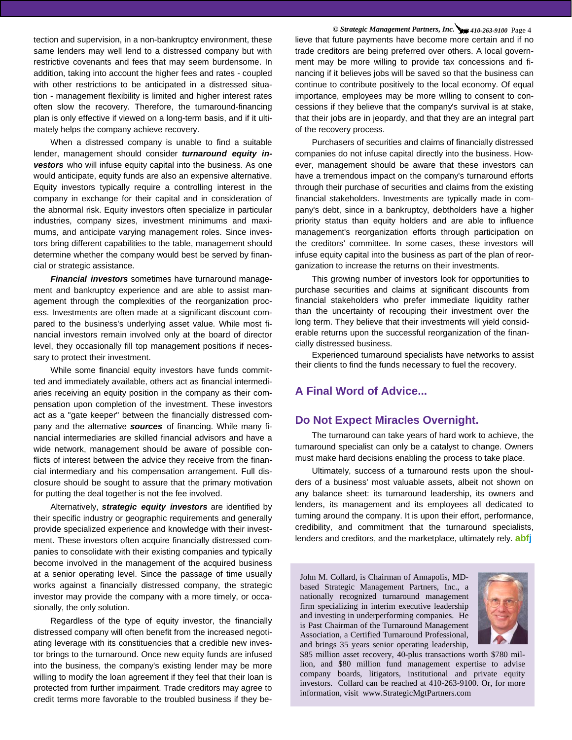tection and supervision, in a non-bankruptcy environment, these same lenders may well lend to a distressed company but with restrictive covenants and fees that may seem burdensome. In addition, taking into account the higher fees and rates - coupled with other restrictions to be anticipated in a distressed situation - management flexibility is limited and higher interest rates often slow the recovery. Therefore, the turnaround-financing plan is only effective if viewed on a long-term basis, and if it ultimately helps the company achieve recovery.

When a distressed company is unable to find a suitable lender, management should consider ***turnaround equity investors*** who will infuse equity capital into the business. As one would anticipate, equity funds are also an expensive alternative. Equity investors typically require a controlling interest in the company in exchange for their capital and in consideration of the abnormal risk. Equity investors often specialize in particular industries, company sizes, investment minimums and maximums, and anticipate varying management roles. Since investors bring different capabilities to the table, management should determine whether the company would best be served by financial or strategic assistance.

***Financial investors*** sometimes have turnaround management and bankruptcy experience and are able to assist management through the complexities of the reorganization process. Investments are often made at a significant discount compared to the business's underlying asset value. While most financial investors remain involved only at the board of director level, they occasionally fill top management positions if necessary to protect their investment.

While some financial equity investors have funds committed and immediately available, others act as financial intermediaries receiving an equity position in the company as their compensation upon completion of the investment. These investors act as a "gate keeper" between the financially distressed company and the alternative ***sources*** of financing. While many financial intermediaries are skilled financial advisors and have a wide network, management should be aware of possible conflicts of interest between the advice they receive from the financial intermediary and his compensation arrangement. Full disclosure should be sought to assure that the primary motivation for putting the deal together is not the fee involved.

Alternatively, ***strategic equity investors*** are identified by their specific industry or geographic requirements and generally provide specialized experience and knowledge with their investment. These investors often acquire financially distressed companies to consolidate with their existing companies and typically become involved in the management of the acquired business at a senior operating level. Since the passage of time usually works against a financially distressed company, the strategic investor may provide the company with a more timely, or occasionally, the only solution.

Regardless of the type of equity investor, the financially distressed company will often benefit from the increased negotiating leverage with its constituencies that a credible new investor brings to the turnaround. Once new equity funds are infused into the business, the company's existing lender may be more willing to modify the loan agreement if they feel that their loan is protected from further impairment. Trade creditors may agree to credit terms more favorable to the troubled business if they believe that future payments have become more certain and if no trade creditors are being preferred over others. A local government may be more willing to provide tax concessions and financing if it believes jobs will be saved so that the business can continue to contribute positively to the local economy. Of equal importance, employees may be more willing to consent to concessions if they believe that the company's survival is at stake, that their jobs are in jeopardy, and that they are an integral part of the recovery process.

Purchasers of securities and claims of financially distressed companies do not infuse capital directly into the business. However, management should be aware that these investors can have a tremendous impact on the company's turnaround efforts through their purchase of securities and claims from the existing financial stakeholders. Investments are typically made in company's debt, since in a bankruptcy, debtholders have a higher priority status than equity holders and are able to influence management's reorganization efforts through participation on the creditors' committee. In some cases, these investors will infuse equity capital into the business as part of the plan of reorganization to increase the returns on their investments.

This growing number of investors look for opportunities to purchase securities and claims at significant discounts from financial stakeholders who prefer immediate liquidity rather than the uncertainty of recouping their investment over the long term. They believe that their investments will yield considerable returns upon the successful reorganization of the financially distressed business.

Experienced turnaround specialists have networks to assist their clients to find the funds necessary to fuel the recovery.

## A Final Word of Advice...

## Do Not Expect Miracles Overnight.

The turnaround can take years of hard work to achieve, the turnaround specialist can only be a catalyst to change. Owners must make hard decisions enabling the process to take place.

Ultimately, success of a turnaround rests upon the shoulders of a business' most valuable assets, albeit not shown on any balance sheet: its turnaround leadership, its owners and lenders, its management and its employees all dedicated to turning around the company. It is upon their effort, performance, credibility, and commitment that the turnaround specialists, lenders and creditors, and the marketplace, ultimately rely. **abfj**

John M. Collard, is Chairman of Annapolis, MD-based Strategic Management Partners, Inc., a nationally recognized turnaround management firm specializing in interim executive leadership and investing in underperforming companies. He is Past Chairman of the Turnaround Management Association, a Certified Turnaround Professional, and brings 35 years senior operating leadership, $85 million asset recovery, 40-plus transactions worth $780 million, and $80 million fund management expertise to advise company boards, litigators, institutional and private equity investors. Collard can be reached at 410-263-9100. Or, for more information, visit www.StrategicMgtPartners.com